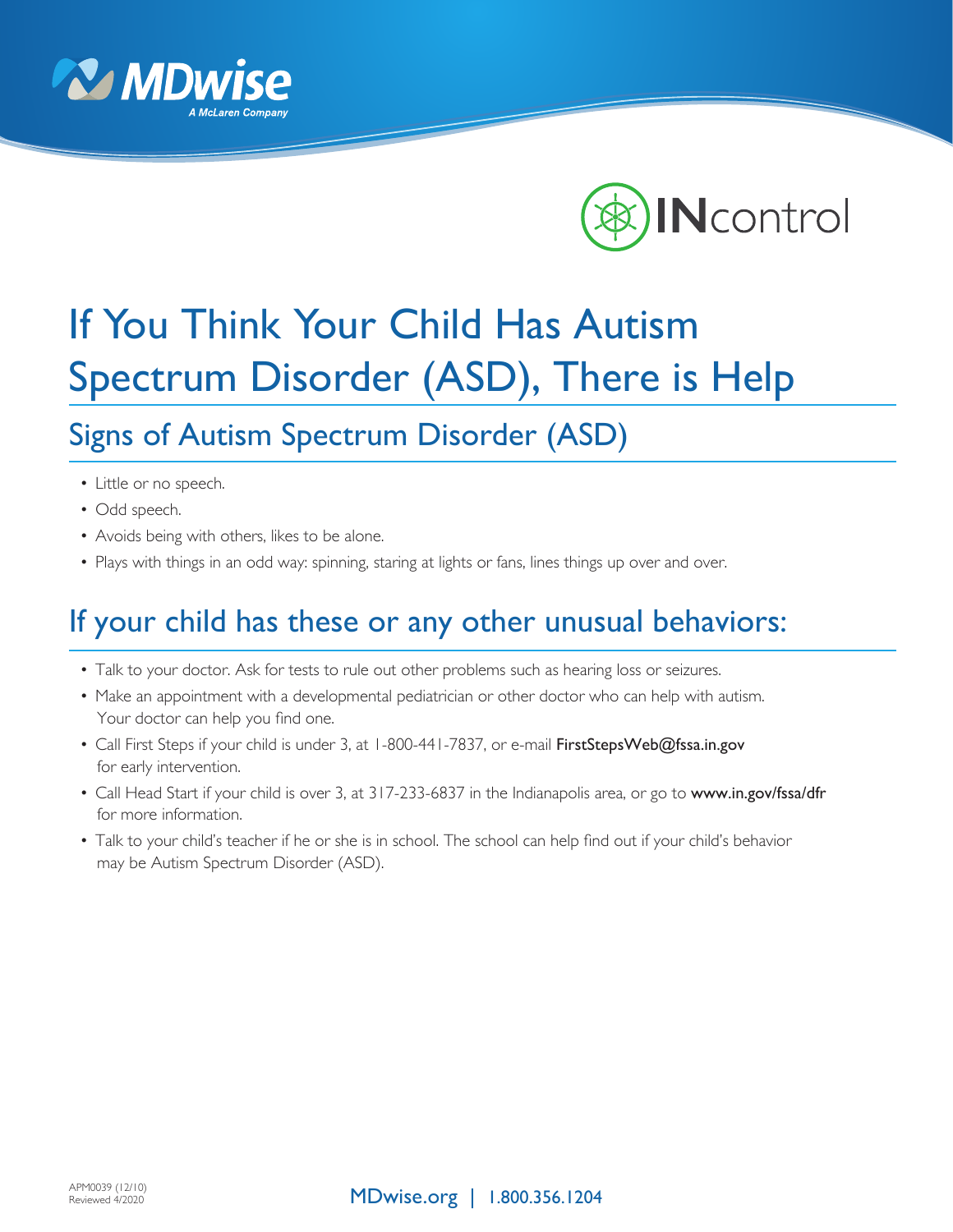MDwise
A McLaren Company

INcontrol

# If You Think Your Child Has Autism Spectrum Disorder (ASD), There is Help

## Signs of Autism Spectrum Disorder (ASD)

- Little or no speech.
- Odd speech.
- Avoids being with others, likes to be alone.
- Plays with things in an odd way: spinning, staring at lights or fans, lines things up over and over.

## If your child has these or any other unusual behaviors:

- Talk to your doctor. Ask for tests to rule out other problems such as hearing loss or seizures.
- Make an appointment with a developmental pediatrician or other doctor who can help with autism. Your doctor can help you find one.
- Call First Steps if your child is under 3, at 1-800-441-7837, or e-mail **FirstStepsWeb@fssa.in.gov** for early intervention.
- Call Head Start if your child is over 3, at 317-233-6837 in the Indianapolis area, or go to **www.in.gov/fssa/dfr** for more information.
- Talk to your child's teacher if he or she is in school. The school can help find out if your child's behavior may be Autism Spectrum Disorder (ASD).

APM0039 (12/10)
Reviewed 4/2020

MDwise.org | 1.800.356.1204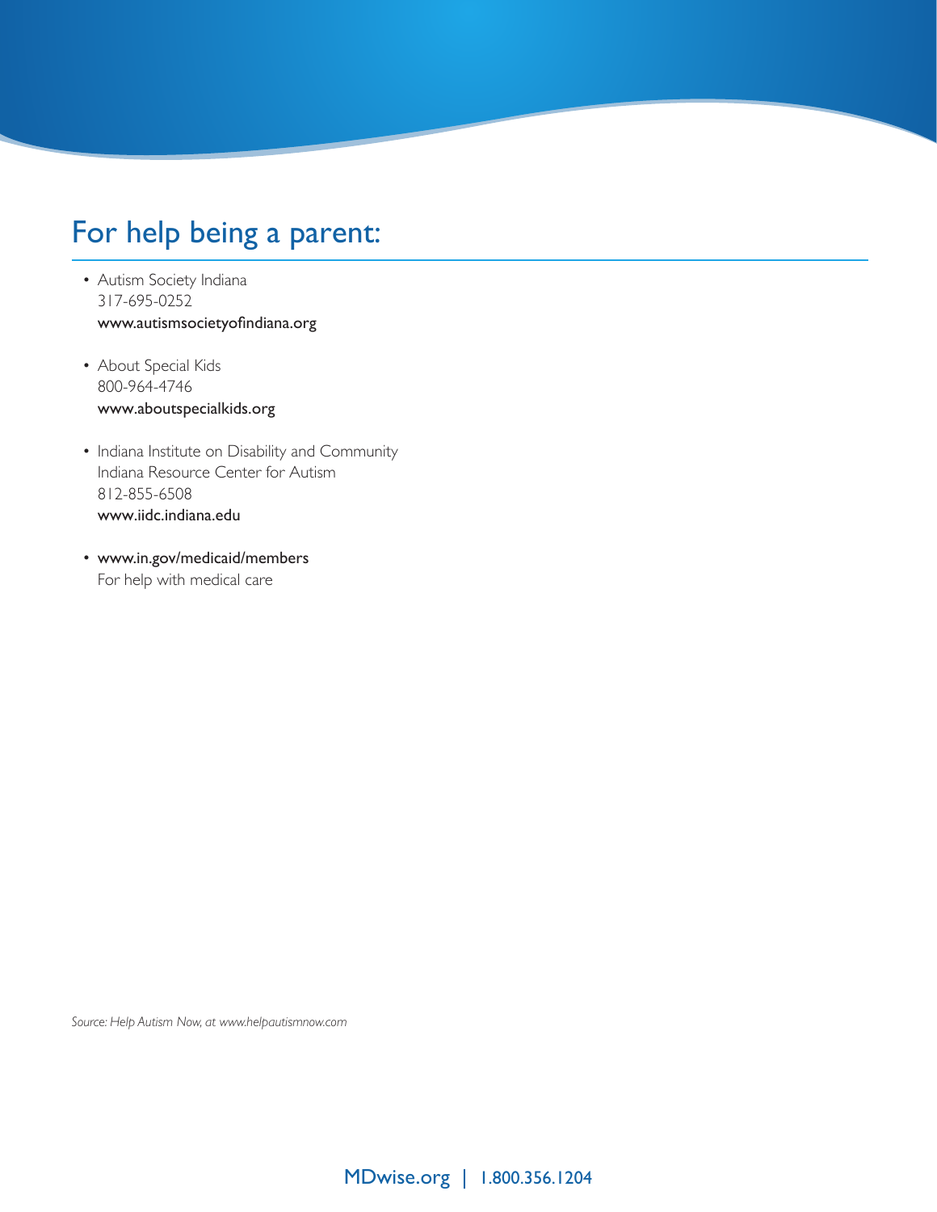## For help being a parent:

- Autism Society Indiana
  317-695-0252
  www.autismsocietyofindiana.org

- About Special Kids
  800-964-4746
  www.aboutspecialkids.org

- Indiana Institute on Disability and Community
  Indiana Resource Center for Autism
  812-855-6508
  www.iidc.indiana.edu

- www.in.gov/medicaid/members
  For help with medical care

*Source: Help Autism Now, at www.helpautismnow.com*

MDwise.org | 1.800.356.1204